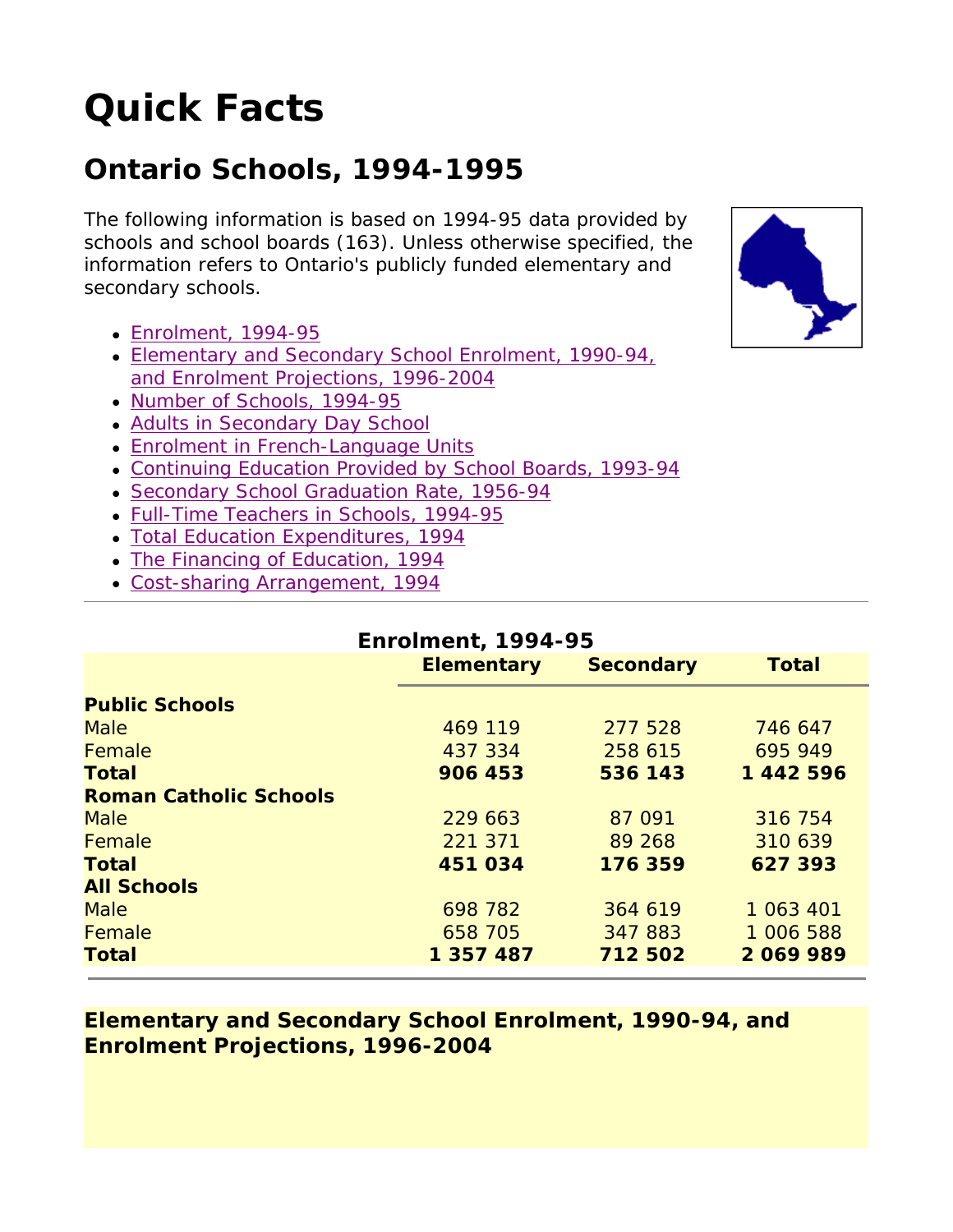# Quick Facts

## Ontario Schools, 1994-1995

The following information is based on 1994-95 data provided by schools and school boards (163). Unless otherwise specified, the information refers to Ontario's publicly funded elementary and secondary schools.

- Enrolment, 1994-95
- Elementary and Secondary School Enrolment, 1990-94, and Enrolment Projections, 1996-2004
- Number of Schools, 1994-95
- Adults in Secondary Day School
- Enrolment in French-Language Units
- Continuing Education Provided by School Boards, 1993-94
- Secondary School Graduation Rate, 1956-94
- Full-Time Teachers in Schools, 1994-95
- Total Education Expenditures, 1994
- The Financing of Education, 1994
- Cost-sharing Arrangement, 1994

---

**Enrolment, 1994-95**

| | Elementary | Secondary | Total |
|---|---|---|---|
| **Public Schools** | | | |
| Male | 469 119 | 277 528 | 746 647 |
| Female | 437 334 | 258 615 | 695 949 |
| **Total** | **906 453** | **536 143** | **1 442 596** |
| **Roman Catholic Schools** | | | |
| Male | 229 663 | 87 091 | 316 754 |
| Female | 221 371 | 89 268 | 310 639 |
| **Total** | **451 034** | **176 359** | **627 393** |
| **All Schools** | | | |
| Male | 698 782 | 364 619 | 1 063 401 |
| Female | 658 705 | 347 883 | 1 006 588 |
| **Total** | **1 357 487** | **712 502** | **2 069 989** |

---

**Elementary and Secondary School Enrolment, 1990-94, and Enrolment Projections, 1996-2004**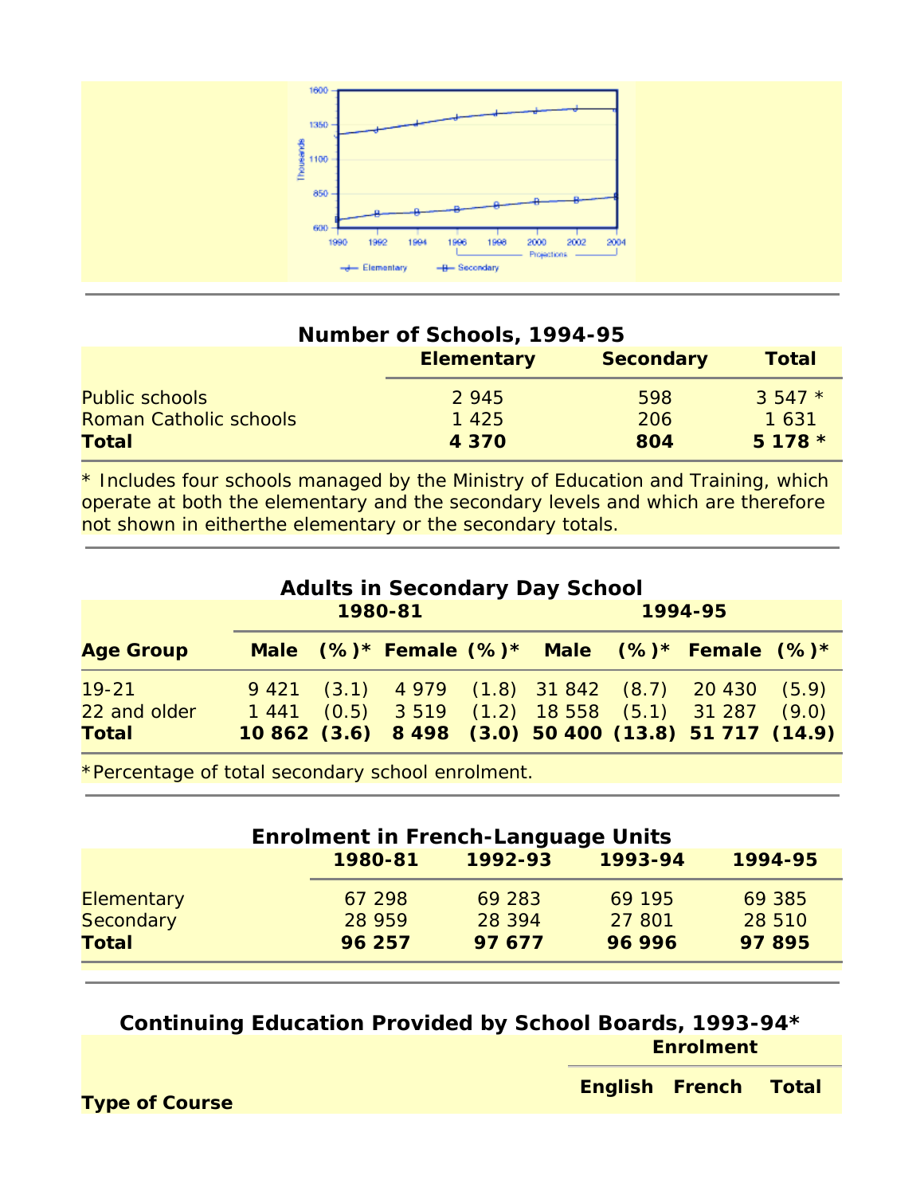1600
1350
1100
850
600
Thousands
1990 1992 1994 1996 1998 2000 2002 2004
Projections
Elementary
Secondary

## Number of Schools, 1994-95

| | Elementary | Secondary | Total |
|---|---|---|---|
| Public schools | 2 945 | 598 | 3 547 * |
| Roman Catholic schools | 1 425 | 206 | 1 631 |
| **Total** | **4 370** | **804** | **5 178 *** |

\* Includes four schools managed by the Ministry of Education and Training, which operate at both the elementary and the secondary levels and which are therefore not shown in eitherthe elementary or the secondary totals.

## Adults in Secondary Day School

| | 1980-81 | | | | 1994-95 | | | |
|---|---|---|---|---|---|---|---|---|
| **Age Group** | **Male** | **(%)*** | **Female** | **(%)*** | **Male** | **(%)*** | **Female** | **(%)*** |
| 19-21 | 9 421 | (3.1) | 4 979 | (1.8) | 31 842 | (8.7) | 20 430 | (5.9) |
| 22 and older | 1 441 | (0.5) | 3 519 | (1.2) | 18 558 | (5.1) | 31 287 | (9.0) |
| **Total** | **10 862** | **(3.6)** | **8 498** | **(3.0)** | **50 400** | **(13.8)** | **51 717** | **(14.9)** |

\*Percentage of total secondary school enrolment.

## Enrolment in French-Language Units

| | 1980-81 | 1992-93 | 1993-94 | 1994-95 |
|---|---|---|---|---|
| Elementary | 67 298 | 69 283 | 69 195 | 69 385 |
| Secondary | 28 959 | 28 394 | 27 801 | 28 510 |
| **Total** | **96 257** | **97 677** | **96 996** | **97 895** |

## Continuing Education Provided by School Boards, 1993-94*

| | Enrolment | | |
|---|---|---|---|
| **Type of Course** | **English** | **French** | **Total** |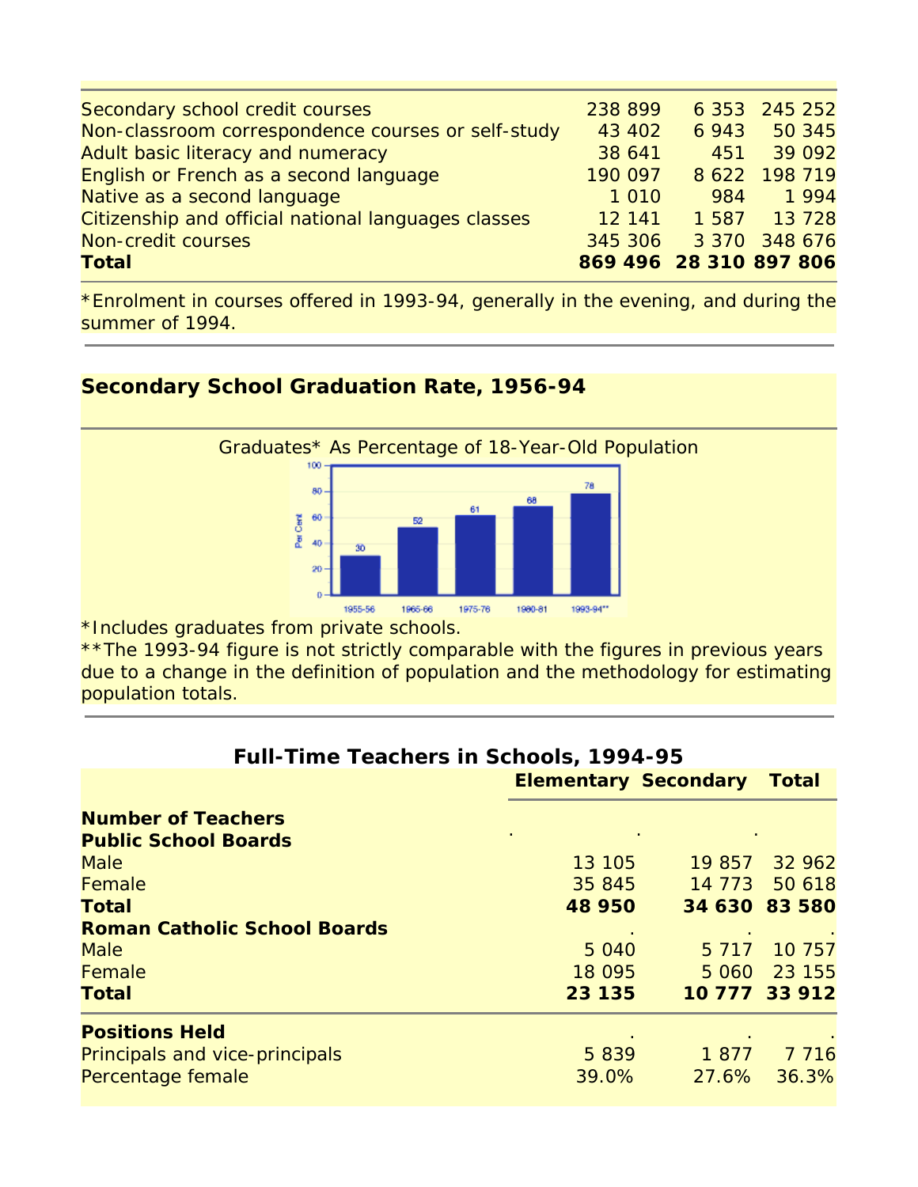| | | | |
|---|---|---|---|
| Secondary school credit courses | 238 899 | 6 353 | 245 252 |
| Non-classroom correspondence courses or self-study | 43 402 | 6 943 | 50 345 |
| Adult basic literacy and numeracy | 38 641 | 451 | 39 092 |
| English or French as a second language | 190 097 | 8 622 | 198 719 |
| Native as a second language | 1 010 | 984 | 1 994 |
| Citizenship and official national languages classes | 12 141 | 1 587 | 13 728 |
| Non-credit courses | 345 306 | 3 370 | 348 676 |
| **Total** | **869 496** | **28 310** | **897 806** |

*Enrolment in courses offered in 1993-94, generally in the evening, and during the summer of 1994.

## Secondary School Graduation Rate, 1956-94

Graduates* As Percentage of 18-Year-Old Population

Per Cent

100
80
60
40
20
0

30
52
61
68
78

1955-56
1965-66
1975-76
1980-81
1993-94**

*Includes graduates from private schools.
**The 1993-94 figure is not strictly comparable with the figures in previous years due to a change in the definition of population and the methodology for estimating population totals.

## Full-Time Teachers in Schools, 1994-95

| | Elementary | Secondary | Total |
|---|---|---|---|
| **Number of Teachers** | | | |
| **Public School Boards** | . | . | . |
| Male | 13 105 | 19 857 | 32 962 |
| Female | 35 845 | 14 773 | 50 618 |
| **Total** | **48 950** | **34 630** | **83 580** |
| **Roman Catholic School Boards** | . | . | . |
| Male | 5 040 | 5 717 | 10 757 |
| Female | 18 095 | 5 060 | 23 155 |
| **Total** | **23 135** | **10 777** | **33 912** |
| **Positions Held** | . | . | . |
| Principals and vice-principals | 5 839 | 1 877 | 7 716 |
| Percentage female | 39.0% | 27.6% | 36.3% |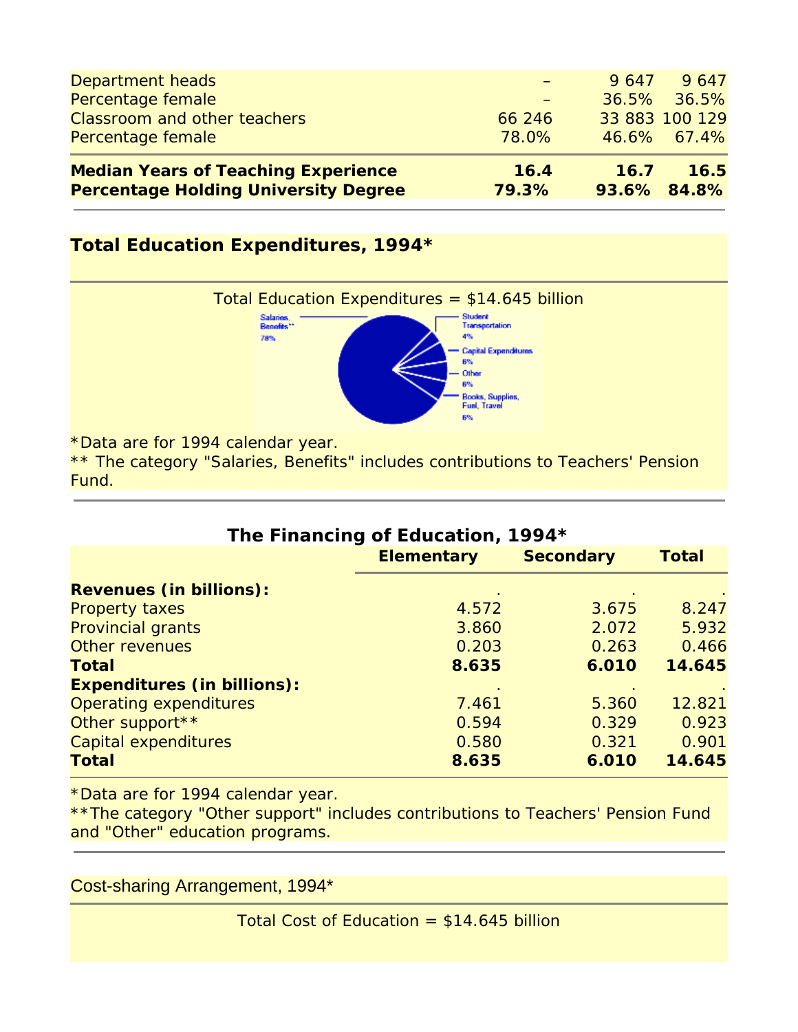| | | | |
|---|---|---|---|
| Department heads | – | 9 647 | 9 647 |
| Percentage female | – | 36.5% | 36.5% |
| Classroom and other teachers | 66 246 | 33 883 | 100 129 |
| Percentage female | 78.0% | 46.6% | 67.4% |
| **Median Years of Teaching Experience** | **16.4** | **16.7** | **16.5** |
| **Percentage Holding University Degree** | **79.3%** | **93.6%** | **84.8%** |

## Total Education Expenditures, 1994*

Total Education Expenditures = $14.645 billion

Salaries, Benefits** 78%
Student Transportation 4%
Capital Expenditures 6%
Other 6%
Books, Supplies, Fuel, Travel 6%

*Data are for 1994 calendar year.
** The category "Salaries, Benefits" includes contributions to Teachers' Pension Fund.

## The Financing of Education, 1994*

| | Elementary | Secondary | Total |
|---|---|---|---|
| **Revenues (in billions):** | . | . | . |
| Property taxes | 4.572 | 3.675 | 8.247 |
| Provincial grants | 3.860 | 2.072 | 5.932 |
| Other revenues | 0.203 | 0.263 | 0.466 |
| **Total** | **8.635** | **6.010** | **14.645** |
| **Expenditures (in billions):** | . | . | . |
| Operating expenditures | 7.461 | 5.360 | 12.821 |
| Other support** | 0.594 | 0.329 | 0.923 |
| Capital expenditures | 0.580 | 0.321 | 0.901 |
| **Total** | **8.635** | **6.010** | **14.645** |

*Data are for 1994 calendar year.
**The category "Other support" includes contributions to Teachers' Pension Fund and "Other" education programs.

## Cost-sharing Arrangement, 1994*

Total Cost of Education = $14.645 billion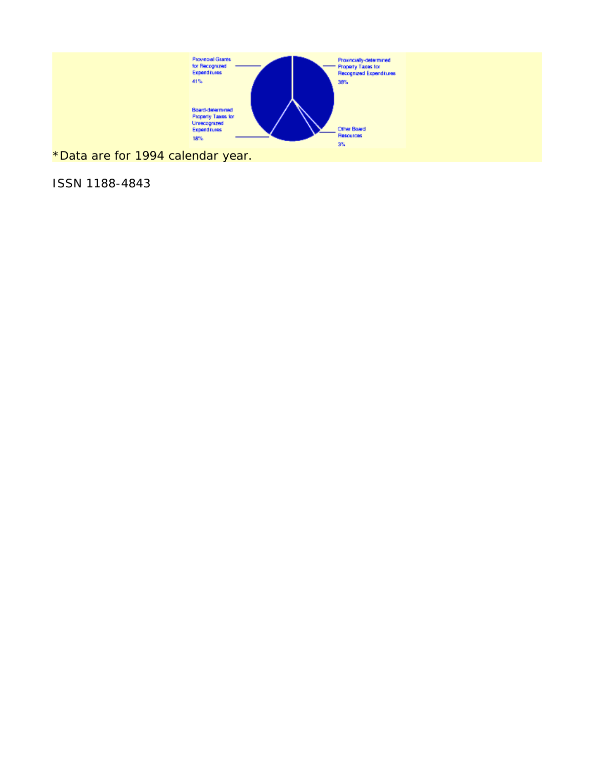Provincial Grants for Recognized Expenditures
41%

Provincially-determined Property Taxes for Recognized Expenditures
38%

Board-determined Property Taxes for Unrecognized Expenditures
18%

Other Board Resources
3%

*Data are for 1994 calendar year.

ISSN 1188-4843